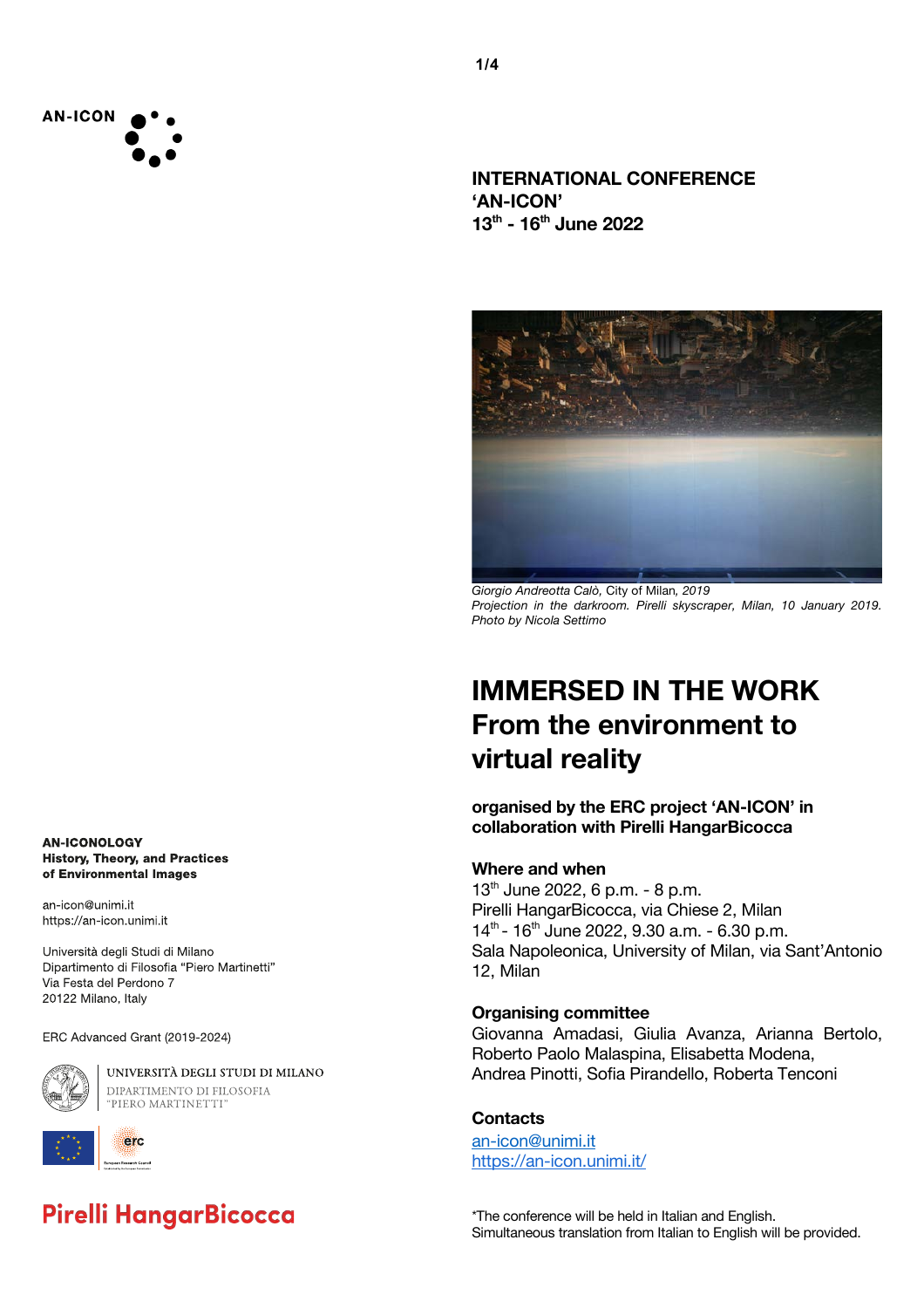AN-ICON

# INTERNATIONAL CONFERENCE 'AN-ICON' 13th - 16th June 2022

*Giorgio Andreotta Calò, City of Milan, 2019*
*Projection in the darkroom. Pirelli skyscraper, Milan, 10 January 2019.*
*Photo by Nicola Settimo*

# IMMERSED IN THE WORK
## From the environment to virtual reality

**organised by the ERC project 'AN-ICON' in collaboration with Pirelli HangarBicocca**

### Where and when

13th June 2022, 6 p.m. - 8 p.m.
Pirelli HangarBicocca, via Chiese 2, Milan
14th - 16th June 2022, 9.30 a.m. - 6.30 p.m.
Sala Napoleonica, University of Milan, via Sant'Antonio 12, Milan

### Organising committee

Giovanna Amadasi, Giulia Avanza, Arianna Bertolo, Roberto Paolo Malaspina, Elisabetta Modena, Andrea Pinotti, Sofia Pirandello, Roberta Tenconi

### Contacts

an-icon@unimi.it
https://an-icon.unimi.it/

*The conference will be held in Italian and English.
Simultaneous translation from Italian to English will be provided.

**AN-ICONOLOGY**
**History, Theory, and Practices of Environmental Images**

an-icon@unimi.it
https://an-icon.unimi.it

Università degli Studi di Milano
Dipartimento di Filosofia "Piero Martinetti"
Via Festa del Perdono 7
20122 Milano, Italy

ERC Advanced Grant (2019-2024)

UNIVERSITÀ DEGLI STUDI DI MILANO
DIPARTIMENTO DI FILOSOFIA "PIERO MARTINETTI"

erc

Pirelli HangarBicocca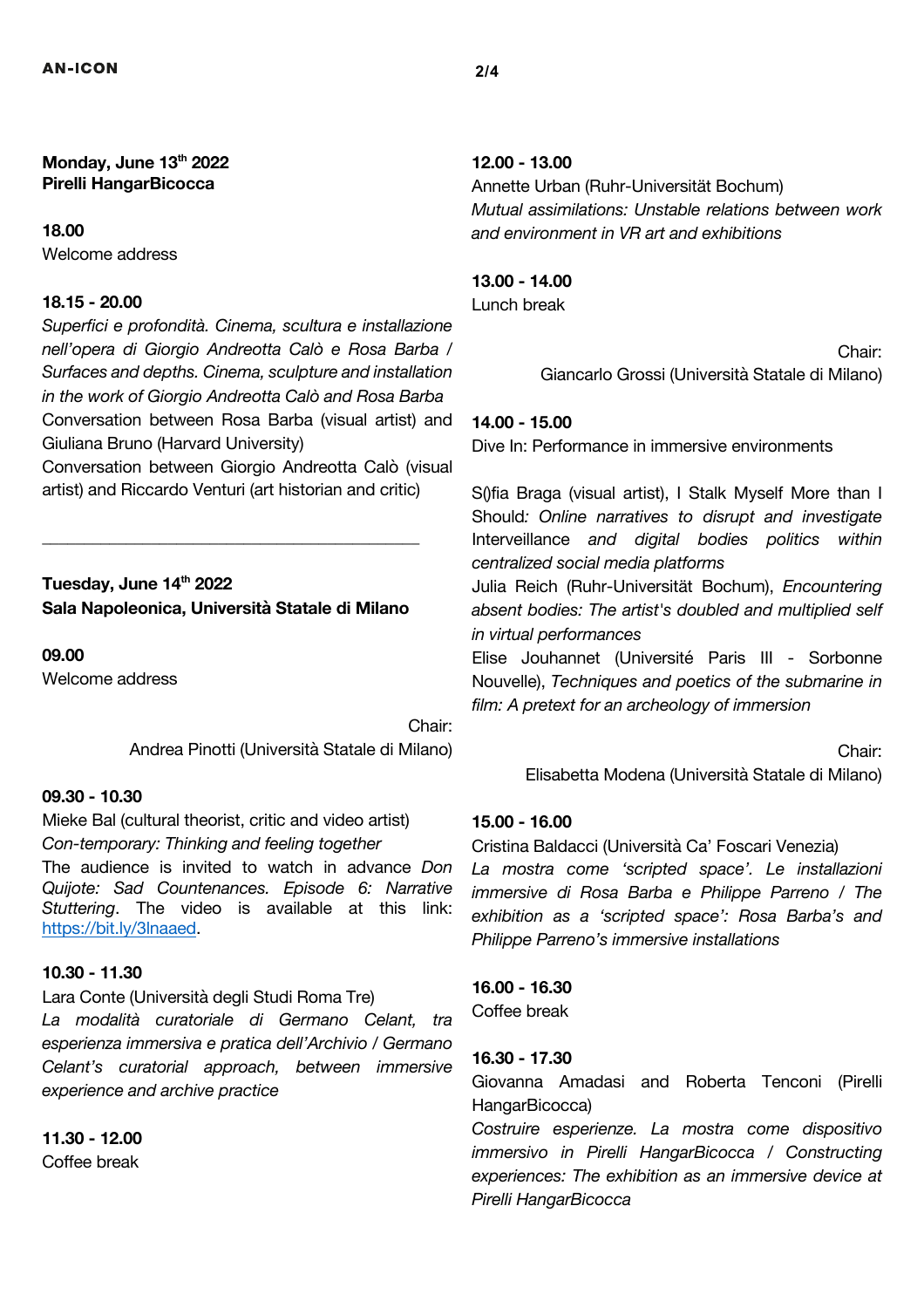**Monday, June 13th 2022**
**Pirelli HangarBicocca**

**18.00**
Welcome address

**18.15 - 20.00**
*Superfici e profondità. Cinema, scultura e installazione nell'opera di Giorgio Andreotta Calò e Rosa Barba / Surfaces and depths. Cinema, sculpture and installation in the work of Giorgio Andreotta Calò and Rosa Barba*
Conversation between Rosa Barba (visual artist) and Giuliana Bruno (Harvard University)
Conversation between Giorgio Andreotta Calò (visual artist) and Riccardo Venturi (art historian and critic)

---

**Tuesday, June 14th 2022**
**Sala Napoleonica, Università Statale di Milano**

**09.00**
Welcome address

Chair:
Andrea Pinotti (Università Statale di Milano)

**09.30 - 10.30**
Mieke Bal (cultural theorist, critic and video artist)
*Con-temporary: Thinking and feeling together*
The audience is invited to watch in advance *Don Quijote: Sad Countenances. Episode 6: Narrative Stuttering*. The video is available at this link: https://bit.ly/3lnaaed.

**10.30 - 11.30**
Lara Conte (Università degli Studi Roma Tre)
*La modalità curatoriale di Germano Celant, tra esperienza immersiva e pratica dell'Archivio / Germano Celant's curatorial approach, between immersive experience and archive practice*

**11.30 - 12.00**
Coffee break

**12.00 - 13.00**
Annette Urban (Ruhr-Universität Bochum)
*Mutual assimilations: Unstable relations between work and environment in VR art and exhibitions*

**13.00 - 14.00**
Lunch break

Chair:
Giancarlo Grossi (Università Statale di Milano)

**14.00 - 15.00**
Dive In: Performance in immersive environments

S()fia Braga (visual artist), I Stalk Myself More than I Should*: Online narratives to disrupt and investigate* Interveillance *and digital bodies politics within centralized social media platforms*
Julia Reich (Ruhr-Universität Bochum), *Encountering absent bodies: The artist's doubled and multiplied self in virtual performances*
Elise Jouhannet (Université Paris III - Sorbonne Nouvelle), *Techniques and poetics of the submarine in film: A pretext for an archeology of immersion*

Chair:
Elisabetta Modena (Università Statale di Milano)

**15.00 - 16.00**
Cristina Baldacci (Università Ca' Foscari Venezia)
*La mostra come 'scripted space'. Le installazioni immersive di Rosa Barba e Philippe Parreno / The exhibition as a 'scripted space': Rosa Barba's and Philippe Parreno's immersive installations*

**16.00 - 16.30**
Coffee break

**16.30 - 17.30**
Giovanna Amadasi and Roberta Tenconi (Pirelli HangarBicocca)
*Costruire esperienze. La mostra come dispositivo immersivo in Pirelli HangarBicocca / Constructing experiences: The exhibition as an immersive device at Pirelli HangarBicocca*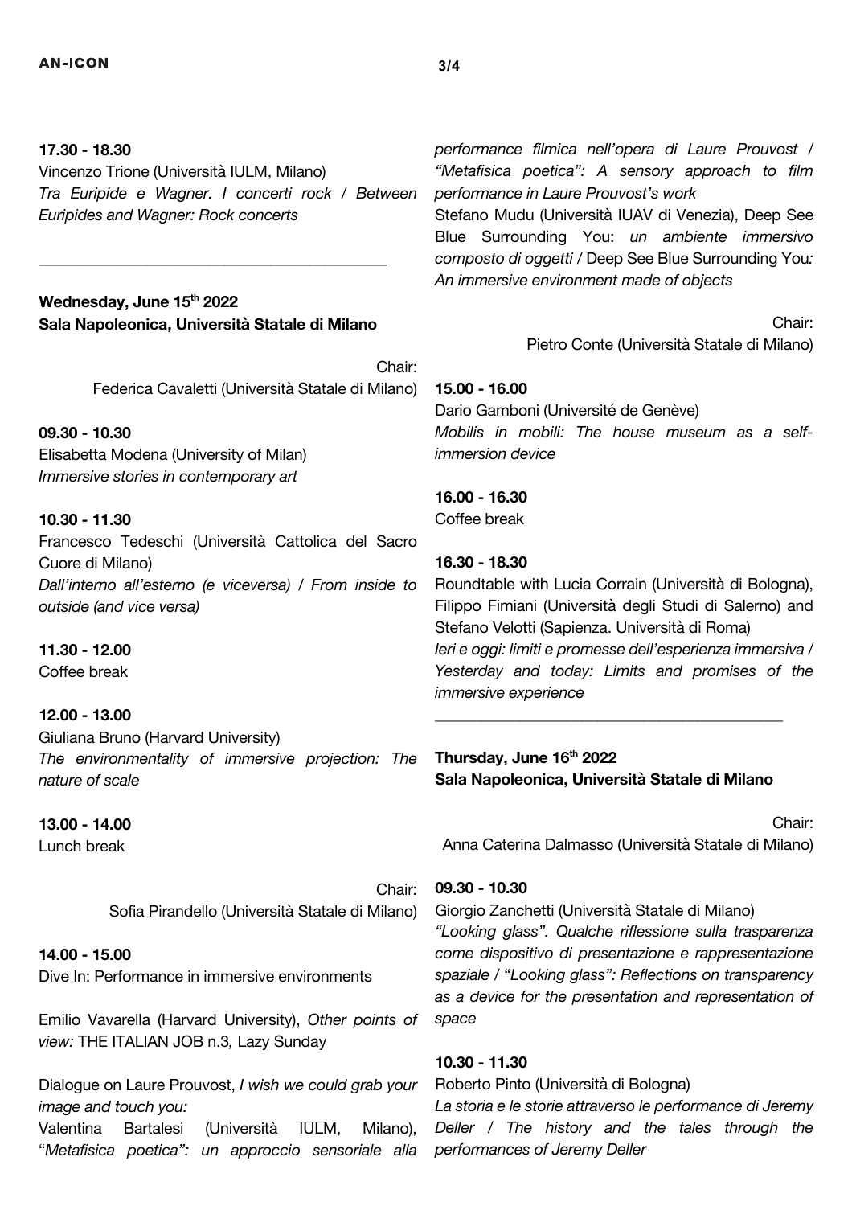**17.30 - 18.30**
Vincenzo Trione (Università IULM, Milano)
*Tra Euripide e Wagner. I concerti rock / Between Euripides and Wagner: Rock concerts*

---

**Wednesday, June 15th 2022**
**Sala Napoleonica, Università Statale di Milano**

Chair:
Federica Cavaletti (Università Statale di Milano)

**09.30 - 10.30**
Elisabetta Modena (University of Milan)
*Immersive stories in contemporary art*

**10.30 - 11.30**
Francesco Tedeschi (Università Cattolica del Sacro Cuore di Milano)
*Dall'interno all'esterno (e viceversa) / From inside to outside (and vice versa)*

**11.30 - 12.00**
Coffee break

**12.00 - 13.00**
Giuliana Bruno (Harvard University)
*The environmentality of immersive projection: The nature of scale*

**13.00 - 14.00**
Lunch break

Chair:
Sofia Pirandello (Università Statale di Milano)

**14.00 - 15.00**
Dive In: Performance in immersive environments

Emilio Vavarella (Harvard University), *Other points of view:* THE ITALIAN JOB n.3*,* Lazy Sunday

Dialogue on Laure Prouvost, *I wish we could grab your image and touch you:*
Valentina Bartalesi (Università IULM, Milano), "*Metafisica poetica": un approccio sensoriale alla performance filmica nell'opera di Laure Prouvost / "Metafisica poetica": A sensory approach to film performance in Laure Prouvost's work*
Stefano Mudu (Università IUAV di Venezia), Deep See Blue Surrounding You: *un ambiente immersivo composto di oggetti* / Deep See Blue Surrounding You*: An immersive environment made of objects*

Chair:
Pietro Conte (Università Statale di Milano)

**15.00 - 16.00**
Dario Gamboni (Université de Genève)
*Mobilis in mobili: The house museum as a self-immersion device*

**16.00 - 16.30**
Coffee break

**16.30 - 18.30**
Roundtable with Lucia Corrain (Università di Bologna), Filippo Fimiani (Università degli Studi di Salerno) and Stefano Velotti (Sapienza. Università di Roma)
*Ieri e oggi: limiti e promesse dell'esperienza immersiva / Yesterday and today: Limits and promises of the immersive experience*

---

**Thursday, June 16th 2022**
**Sala Napoleonica, Università Statale di Milano**

Chair:
Anna Caterina Dalmasso (Università Statale di Milano)

**09.30 - 10.30**
Giorgio Zanchetti (Università Statale di Milano)
*"Looking glass". Qualche riflessione sulla trasparenza come dispositivo di presentazione e rappresentazione spaziale* / "*Looking glass": Reflections on transparency as a device for the presentation and representation of space*

**10.30 - 11.30**
Roberto Pinto (Università di Bologna)
*La storia e le storie attraverso le performance di Jeremy Deller / The history and the tales through the performances of Jeremy Deller*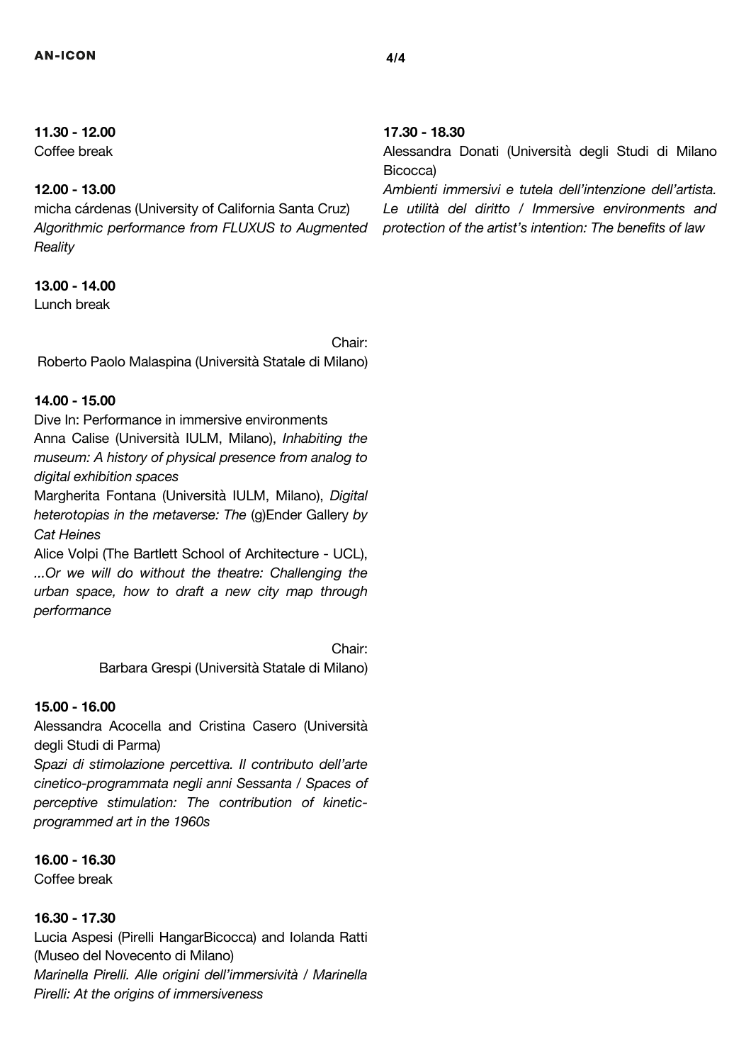**11.30 - 12.00**
Coffee break

**12.00 - 13.00**
micha cárdenas (University of California Santa Cruz)
*Algorithmic performance from FLUXUS to Augmented Reality*

**13.00 - 14.00**
Lunch break

Chair:
Roberto Paolo Malaspina (Università Statale di Milano)

**14.00 - 15.00**
Dive In: Performance in immersive environments
Anna Calise (Università IULM, Milano), *Inhabiting the museum: A history of physical presence from analog to digital exhibition spaces*
Margherita Fontana (Università IULM, Milano), *Digital heterotopias in the metaverse: The* (g)Ender Gallery *by Cat Heines*
Alice Volpi (The Bartlett School of Architecture - UCL), *...Or we will do without the theatre: Challenging the urban space, how to draft a new city map through performance*

Chair:
Barbara Grespi (Università Statale di Milano)

**15.00 - 16.00**
Alessandra Acocella and Cristina Casero (Università degli Studi di Parma)
*Spazi di stimolazione percettiva. Il contributo dell'arte cinetico-programmata negli anni Sessanta / Spaces of perceptive stimulation: The contribution of kinetic-programmed art in the 1960s*

**16.00 - 16.30**
Coffee break

**16.30 - 17.30**
Lucia Aspesi (Pirelli HangarBicocca) and Iolanda Ratti (Museo del Novecento di Milano)
*Marinella Pirelli. Alle origini dell'immersività / Marinella Pirelli: At the origins of immersiveness*

**17.30 - 18.30**
Alessandra Donati (Università degli Studi di Milano Bicocca)
*Ambienti immersivi e tutela dell'intenzione dell'artista. Le utilità del diritto / Immersive environments and protection of the artist's intention: The benefits of law*